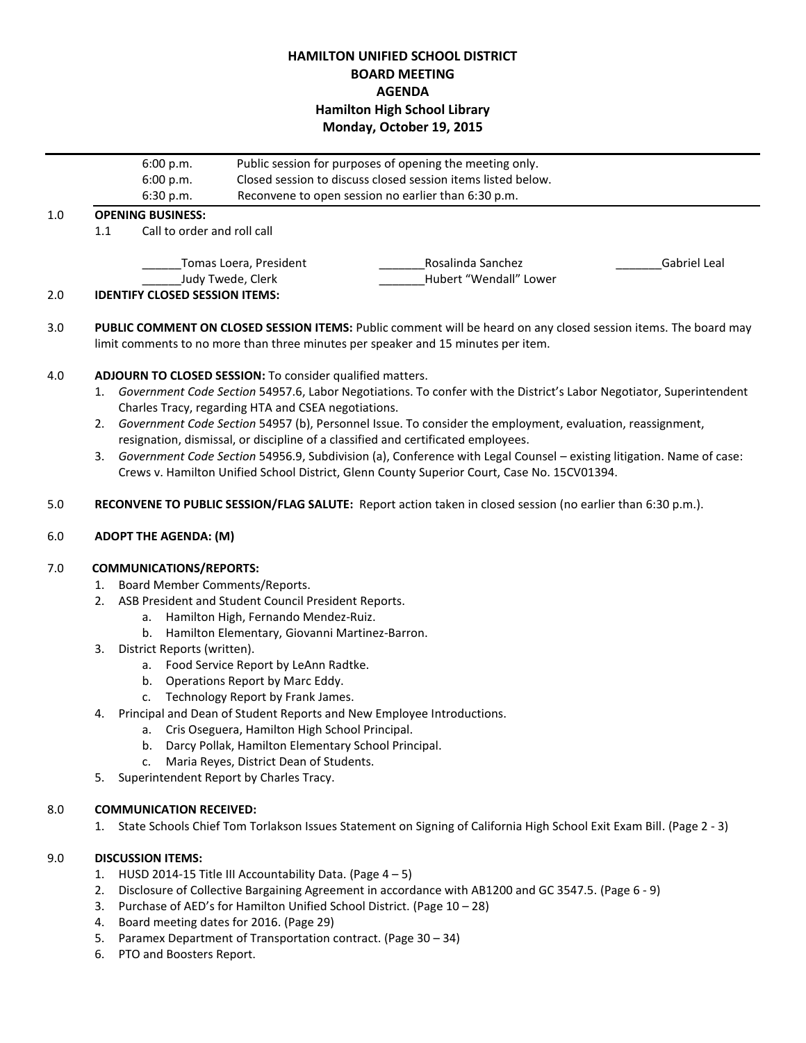# HAMILTON UNIFIED SCHOOL DISTRICT
## BOARD MEETING
## AGENDA
## Hamilton High School Library
## Monday, October 19, 2015

| | |
|---|---|
| 6:00 p.m. | Public session for purposes of opening the meeting only. |
| 6:00 p.m. | Closed session to discuss closed session items listed below. |
| 6:30 p.m. | Reconvene to open session no earlier than 6:30 p.m. |

---

1.0 **OPENING BUSINESS:**

1.1 Call to order and roll call

______Tomas Loera, President  
_______Rosalinda Sanchez  
_______Gabriel Leal  
______Judy Twede, Clerk  
_______Hubert "Wendall" Lower

2.0 **IDENTIFY CLOSED SESSION ITEMS:**

3.0 **PUBLIC COMMENT ON CLOSED SESSION ITEMS:** Public comment will be heard on any closed session items. The board may limit comments to no more than three minutes per speaker and 15 minutes per item.

4.0 **ADJOURN TO CLOSED SESSION:** To consider qualified matters.

1. *Government Code Section* 54957.6, Labor Negotiations. To confer with the District's Labor Negotiator, Superintendent Charles Tracy, regarding HTA and CSEA negotiations.
2. *Government Code Section* 54957 (b), Personnel Issue. To consider the employment, evaluation, reassignment, resignation, dismissal, or discipline of a classified and certificated employees.
3. *Government Code Section* 54956.9, Subdivision (a), Conference with Legal Counsel – existing litigation. Name of case: Crews v. Hamilton Unified School District, Glenn County Superior Court, Case No. 15CV01394.

5.0 **RECONVENE TO PUBLIC SESSION/FLAG SALUTE:** Report action taken in closed session (no earlier than 6:30 p.m.).

6.0 **ADOPT THE AGENDA: (M)**

7.0 **COMMUNICATIONS/REPORTS:**

1. Board Member Comments/Reports.
2. ASB President and Student Council President Reports.
   a. Hamilton High, Fernando Mendez-Ruiz.
   b. Hamilton Elementary, Giovanni Martinez-Barron.
3. District Reports (written).
   a. Food Service Report by LeAnn Radtke.
   b. Operations Report by Marc Eddy.
   c. Technology Report by Frank James.
4. Principal and Dean of Student Reports and New Employee Introductions.
   a. Cris Oseguera, Hamilton High School Principal.
   b. Darcy Pollak, Hamilton Elementary School Principal.
   c. Maria Reyes, District Dean of Students.
5. Superintendent Report by Charles Tracy.

8.0 **COMMUNICATION RECEIVED:**

1. State Schools Chief Tom Torlakson Issues Statement on Signing of California High School Exit Exam Bill. (Page 2 - 3)

9.0 **DISCUSSION ITEMS:**

1. HUSD 2014-15 Title III Accountability Data. (Page 4 – 5)
2. Disclosure of Collective Bargaining Agreement in accordance with AB1200 and GC 3547.5. (Page 6 - 9)
3. Purchase of AED's for Hamilton Unified School District. (Page 10 – 28)
4. Board meeting dates for 2016. (Page 29)
5. Paramex Department of Transportation contract. (Page 30 – 34)
6. PTO and Boosters Report.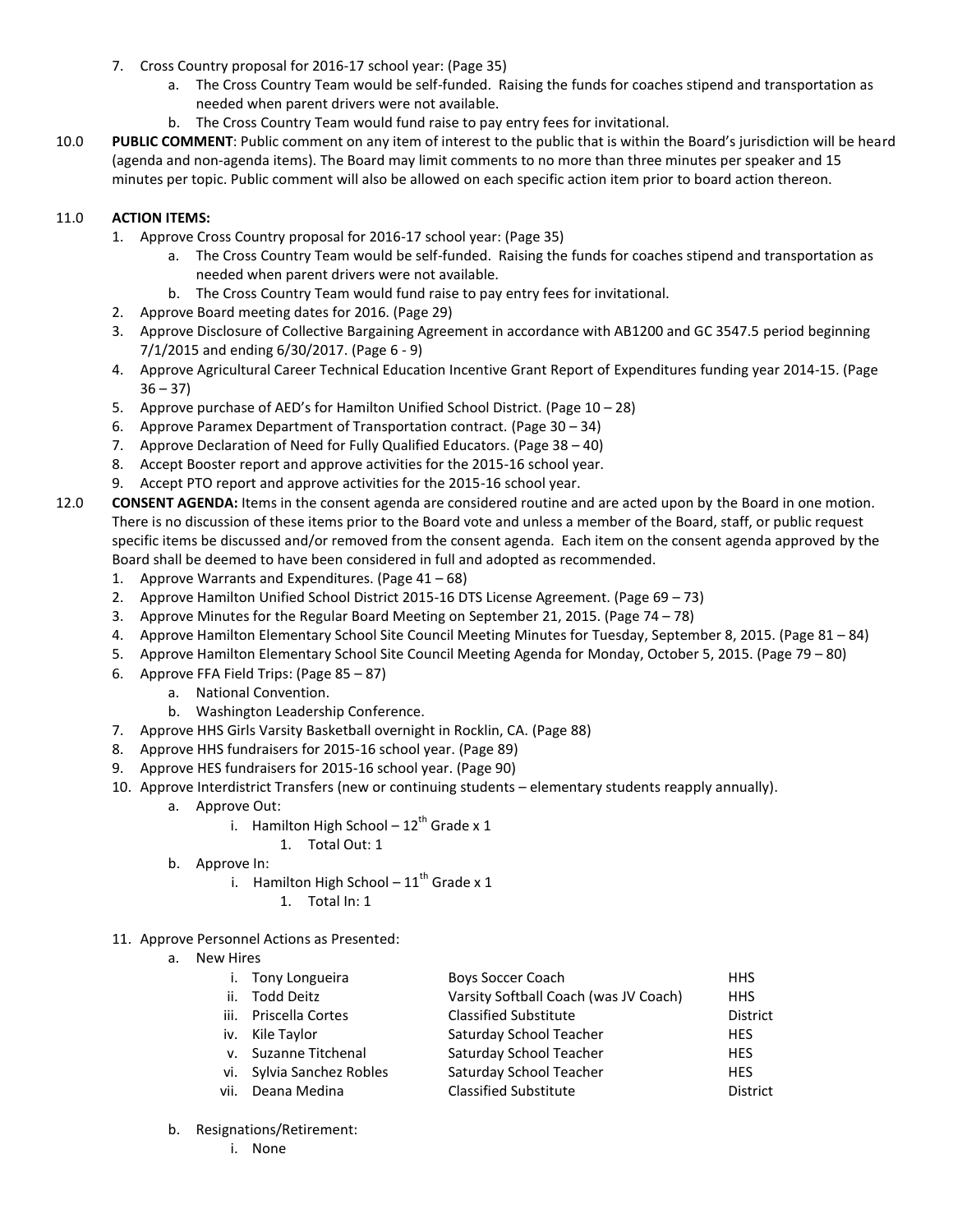7. Cross Country proposal for 2016-17 school year: (Page 35)
    a. The Cross Country Team would be self-funded. Raising the funds for coaches stipend and transportation as needed when parent drivers were not available.
    b. The Cross Country Team would fund raise to pay entry fees for invitational.

10.0 **PUBLIC COMMENT**: Public comment on any item of interest to the public that is within the Board's jurisdiction will be heard (agenda and non-agenda items). The Board may limit comments to no more than three minutes per speaker and 15 minutes per topic. Public comment will also be allowed on each specific action item prior to board action thereon.

11.0 **ACTION ITEMS:**

1. Approve Cross Country proposal for 2016-17 school year: (Page 35)
    a. The Cross Country Team would be self-funded. Raising the funds for coaches stipend and transportation as needed when parent drivers were not available.
    b. The Cross Country Team would fund raise to pay entry fees for invitational.
2. Approve Board meeting dates for 2016. (Page 29)
3. Approve Disclosure of Collective Bargaining Agreement in accordance with AB1200 and GC 3547.5 period beginning 7/1/2015 and ending 6/30/2017. (Page 6 - 9)
4. Approve Agricultural Career Technical Education Incentive Grant Report of Expenditures funding year 2014-15. (Page 36 – 37)
5. Approve purchase of AED's for Hamilton Unified School District. (Page 10 – 28)
6. Approve Paramex Department of Transportation contract. (Page 30 – 34)
7. Approve Declaration of Need for Fully Qualified Educators. (Page 38 – 40)
8. Accept Booster report and approve activities for the 2015-16 school year.
9. Accept PTO report and approve activities for the 2015-16 school year.

12.0 **CONSENT AGENDA:** Items in the consent agenda are considered routine and are acted upon by the Board in one motion. There is no discussion of these items prior to the Board vote and unless a member of the Board, staff, or public request specific items be discussed and/or removed from the consent agenda. Each item on the consent agenda approved by the Board shall be deemed to have been considered in full and adopted as recommended.

1. Approve Warrants and Expenditures. (Page 41 – 68)
2. Approve Hamilton Unified School District 2015-16 DTS License Agreement. (Page 69 – 73)
3. Approve Minutes for the Regular Board Meeting on September 21, 2015. (Page 74 – 78)
4. Approve Hamilton Elementary School Site Council Meeting Minutes for Tuesday, September 8, 2015. (Page 81 – 84)
5. Approve Hamilton Elementary School Site Council Meeting Agenda for Monday, October 5, 2015. (Page 79 – 80)
6. Approve FFA Field Trips: (Page 85 – 87)
    a. National Convention.
    b. Washington Leadership Conference.
7. Approve HHS Girls Varsity Basketball overnight in Rocklin, CA. (Page 88)
8. Approve HHS fundraisers for 2015-16 school year. (Page 89)
9. Approve HES fundraisers for 2015-16 school year. (Page 90)
10. Approve Interdistrict Transfers (new or continuing students – elementary students reapply annually).
    a. Approve Out:
        i. Hamilton High School – 12th Grade x 1
            1. Total Out: 1
    b. Approve In:
        i. Hamilton High School – 11th Grade x 1
            1. Total In: 1
11. Approve Personnel Actions as Presented:
    a. New Hires

| | Name | Position | Site |
|---|---|---|---|
| i. | Tony Longueira | Boys Soccer Coach | HHS |
| ii. | Todd Deitz | Varsity Softball Coach (was JV Coach) | HHS |
| iii. | Priscella Cortes | Classified Substitute | District |
| iv. | Kile Taylor | Saturday School Teacher | HES |
| v. | Suzanne Titchenal | Saturday School Teacher | HES |
| vi. | Sylvia Sanchez Robles | Saturday School Teacher | HES |
| vii. | Deana Medina | Classified Substitute | District |

    b. Resignations/Retirement:
        i. None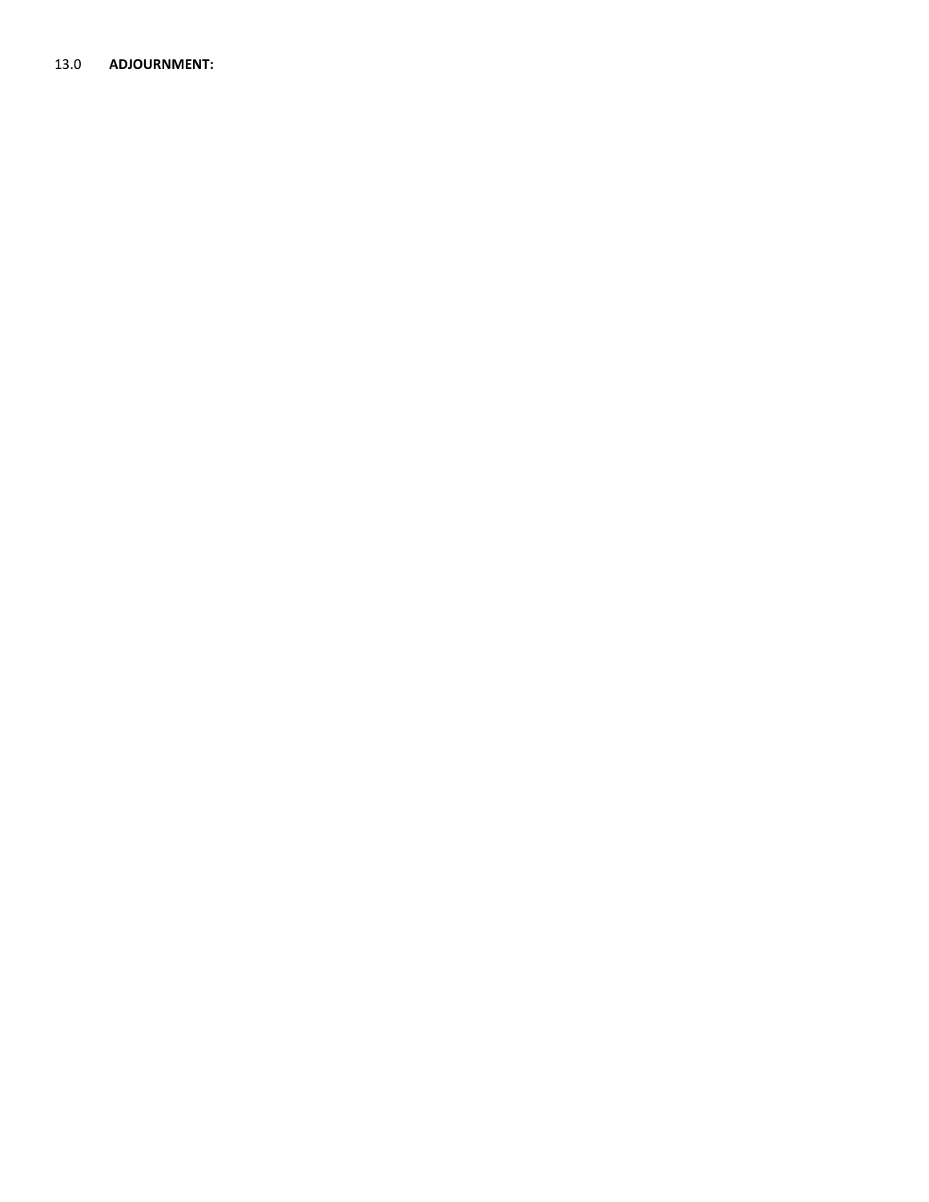13.0 **ADJOURNMENT:**